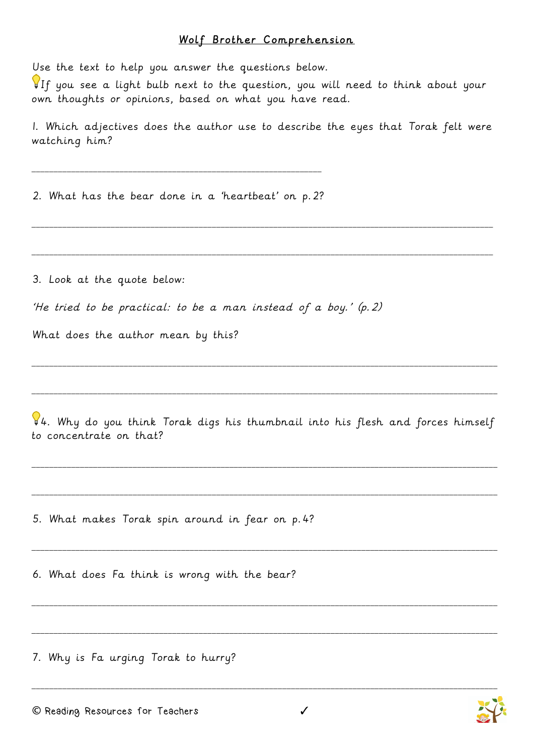# Wolf Brother Comprehension

Use the text to help you answer the questions below.
💡If you see a light bulb next to the question, you will need to think about your own thoughts or opinions, based on what you have read.

1. Which adjectives does the author use to describe the eyes that Torak felt were watching him?

_______________________________________________

2. What has the bear done in a 'heartbeat' on p.2?

_______________________________________________

_______________________________________________

3. Look at the quote below:

*'He tried to be practical: to be a man instead of a boy.' (p.2)*

What does the author mean by this?

_______________________________________________

_______________________________________________

💡4. Why do you think Torak digs his thumbnail into his flesh and forces himself to concentrate on that?

_______________________________________________

_______________________________________________

5. What makes Torak spin around in fear on p.4?

_______________________________________________

6. What does Fa think is wrong with the bear?

_______________________________________________

_______________________________________________

7. Why is Fa urging Torak to hurry?

_______________________________________________

© Reading Resources for Teachers ✓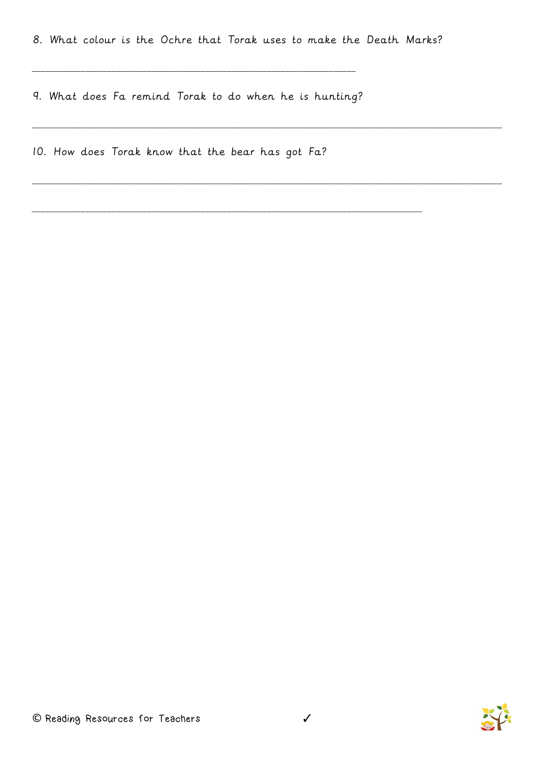8. What colour is the Ochre that Torak uses to make the Death Marks?

______________________________________________________

9. What does Fa remind Torak to do when he is hunting?

______________________________________________________________________________

10. How does Torak know that the bear has got Fa?

______________________________________________________________________________

_________________________________________________________________